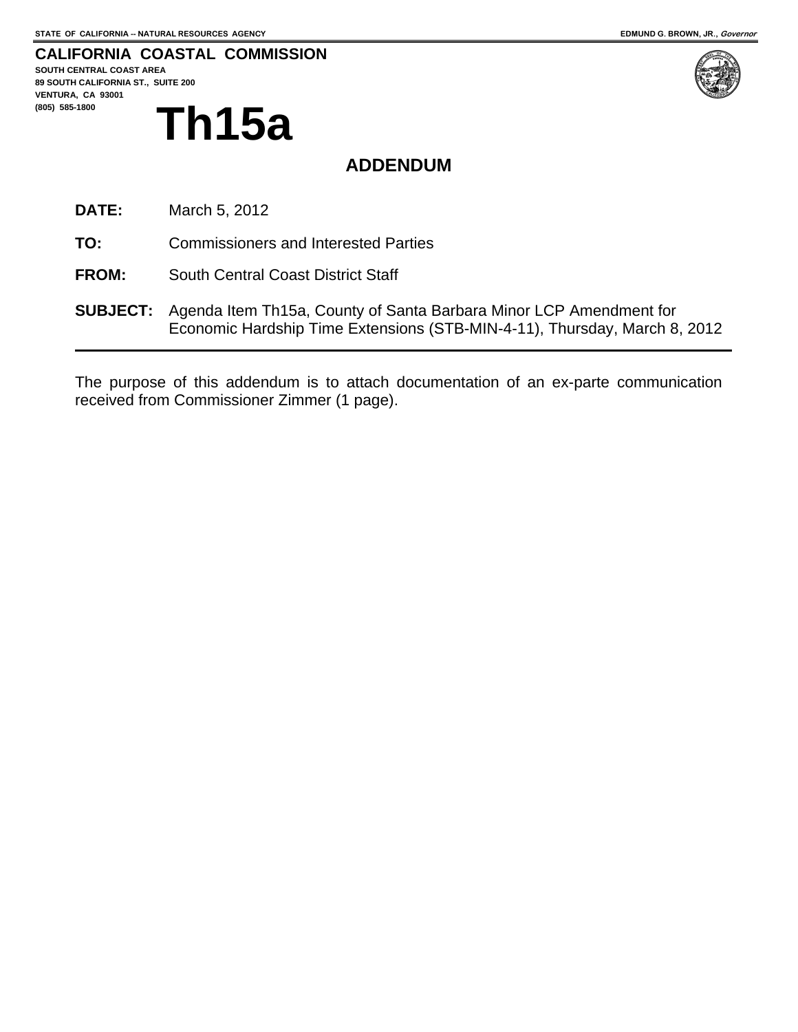STATE OF CALIFORNIA -- NATURAL RESOURCES AGENCY

EDMUND G. BROWN, JR., *Governor*

**CALIFORNIA COASTAL COMMISSION**
SOUTH CENTRAL COAST AREA
89 SOUTH CALIFORNIA ST., SUITE 200
VENTURA, CA 93001
(805) 585-1800

# Th15a

## ADDENDUM

**DATE:** March 5, 2012

**TO:** Commissioners and Interested Parties

**FROM:** South Central Coast District Staff

**SUBJECT:** Agenda Item Th15a, County of Santa Barbara Minor LCP Amendment for Economic Hardship Time Extensions (STB-MIN-4-11), Thursday, March 8, 2012

---

The purpose of this addendum is to attach documentation of an ex-parte communication received from Commissioner Zimmer (1 page).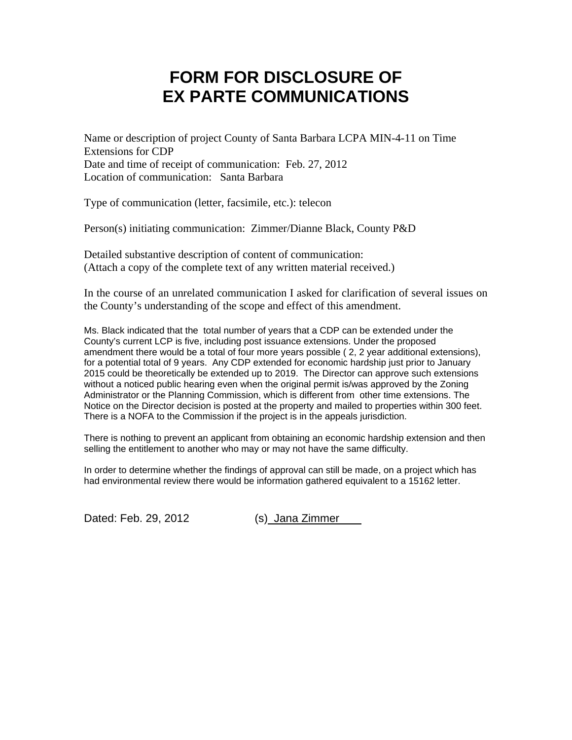# FORM FOR DISCLOSURE OF EX PARTE COMMUNICATIONS

Name or description of project County of Santa Barbara LCPA MIN-4-11 on Time Extensions for CDP
Date and time of receipt of communication: Feb. 27, 2012
Location of communication: Santa Barbara

Type of communication (letter, facsimile, etc.): telecon

Person(s) initiating communication: Zimmer/Dianne Black, County P&D

Detailed substantive description of content of communication:
(Attach a copy of the complete text of any written material received.)

In the course of an unrelated communication I asked for clarification of several issues on the County's understanding of the scope and effect of this amendment.

Ms. Black indicated that the total number of years that a CDP can be extended under the County's current LCP is five, including post issuance extensions. Under the proposed amendment there would be a total of four more years possible ( 2, 2 year additional extensions), for a potential total of 9 years. Any CDP extended for economic hardship just prior to January 2015 could be theoretically be extended up to 2019. The Director can approve such extensions without a noticed public hearing even when the original permit is/was approved by the Zoning Administrator or the Planning Commission, which is different from other time extensions. The Notice on the Director decision is posted at the property and mailed to properties within 300 feet. There is a NOFA to the Commission if the project is in the appeals jurisdiction.

There is nothing to prevent an applicant from obtaining an economic hardship extension and then selling the entitlement to another who may or may not have the same difficulty.

In order to determine whether the findings of approval can still be made, on a project which has had environmental review there would be information gathered equivalent to a 15162 letter.

Dated: Feb. 29, 2012 (s) Jana Zimmer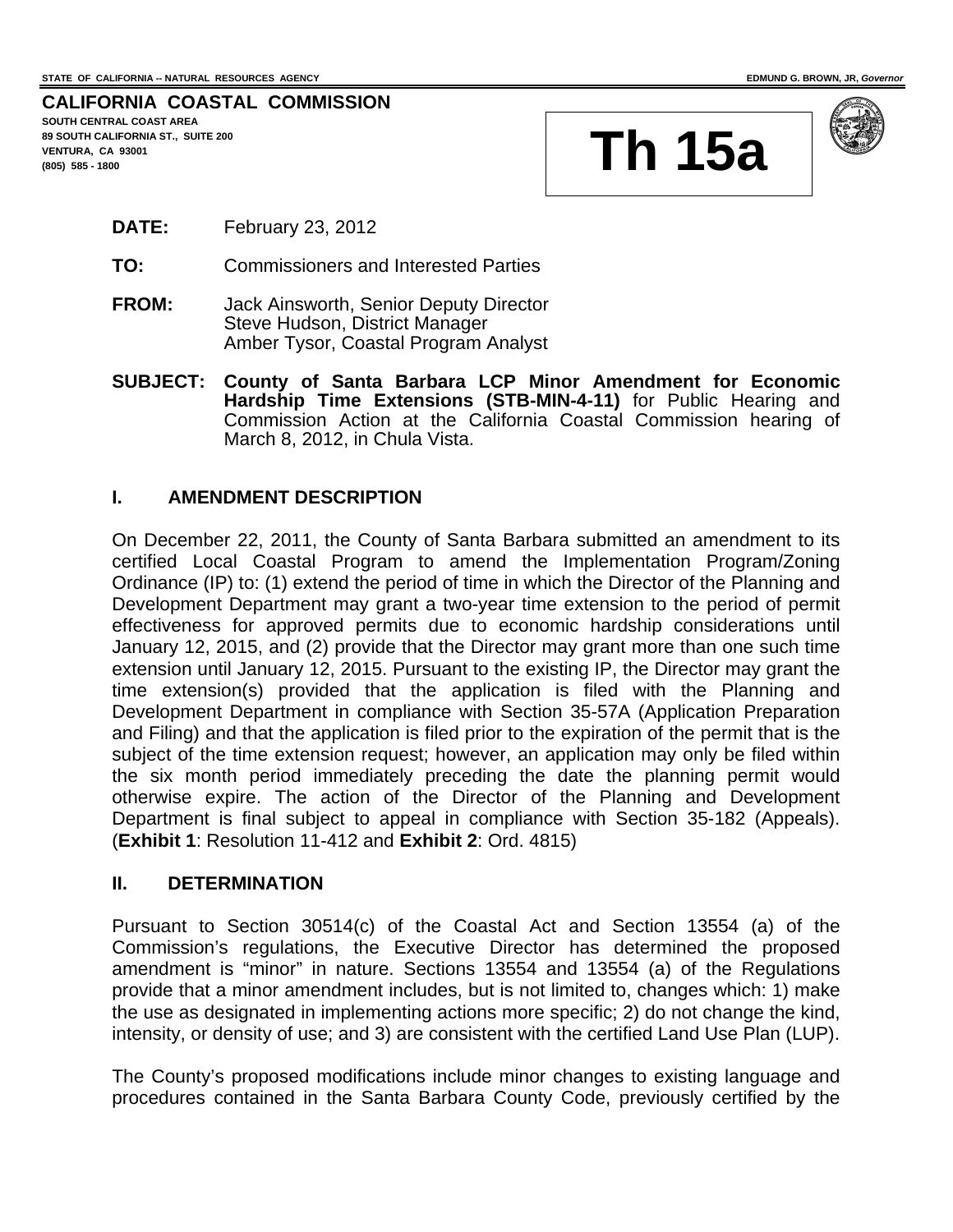STATE OF CALIFORNIA -- NATURAL RESOURCES AGENCY

EDMUND G. BROWN, JR, *Governor*

**CALIFORNIA COASTAL COMMISSION**

**SOUTH CENTRAL COAST AREA**
**89 SOUTH CALIFORNIA ST., SUITE 200**
**VENTURA, CA 93001**
**(805) 585 - 1800**

# Th 15a

**DATE:** February 23, 2012

**TO:** Commissioners and Interested Parties

**FROM:** Jack Ainsworth, Senior Deputy Director
Steve Hudson, District Manager
Amber Tysor, Coastal Program Analyst

**SUBJECT: County of Santa Barbara LCP Minor Amendment for Economic Hardship Time Extensions (STB-MIN-4-11)** for Public Hearing and Commission Action at the California Coastal Commission hearing of March 8, 2012, in Chula Vista.

## I. AMENDMENT DESCRIPTION

On December 22, 2011, the County of Santa Barbara submitted an amendment to its certified Local Coastal Program to amend the Implementation Program/Zoning Ordinance (IP) to: (1) extend the period of time in which the Director of the Planning and Development Department may grant a two-year time extension to the period of permit effectiveness for approved permits due to economic hardship considerations until January 12, 2015, and (2) provide that the Director may grant more than one such time extension until January 12, 2015. Pursuant to the existing IP, the Director may grant the time extension(s) provided that the application is filed with the Planning and Development Department in compliance with Section 35-57A (Application Preparation and Filing) and that the application is filed prior to the expiration of the permit that is the subject of the time extension request; however, an application may only be filed within the six month period immediately preceding the date the planning permit would otherwise expire. The action of the Director of the Planning and Development Department is final subject to appeal in compliance with Section 35-182 (Appeals). (**Exhibit 1**: Resolution 11-412 and **Exhibit 2**: Ord. 4815)

## II. DETERMINATION

Pursuant to Section 30514(c) of the Coastal Act and Section 13554 (a) of the Commission's regulations, the Executive Director has determined the proposed amendment is "minor" in nature. Sections 13554 and 13554 (a) of the Regulations provide that a minor amendment includes, but is not limited to, changes which: 1) make the use as designated in implementing actions more specific; 2) do not change the kind, intensity, or density of use; and 3) are consistent with the certified Land Use Plan (LUP).

The County's proposed modifications include minor changes to existing language and procedures contained in the Santa Barbara County Code, previously certified by the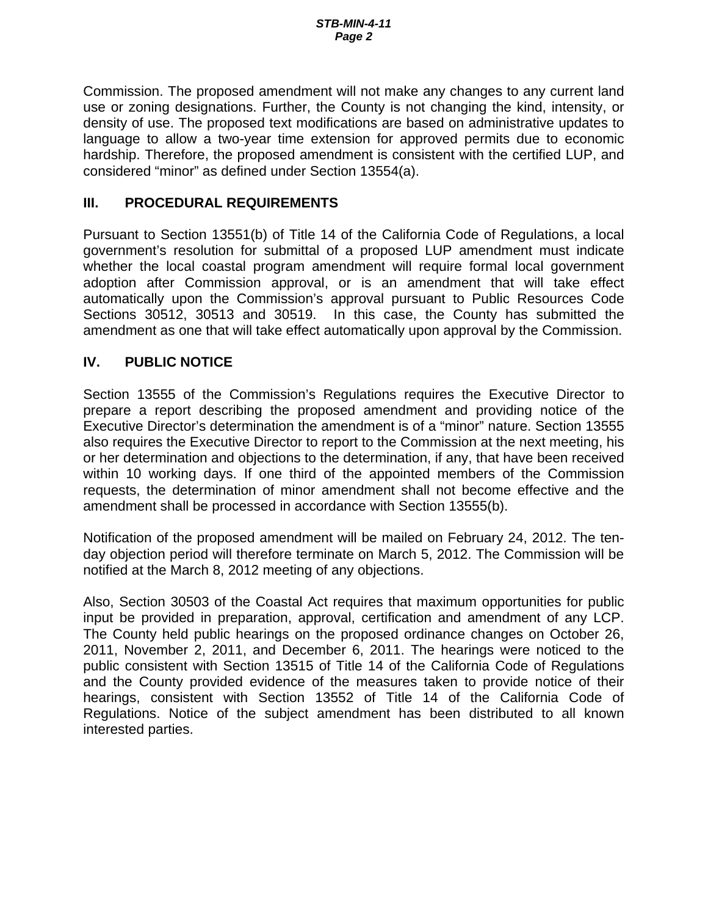Commission. The proposed amendment will not make any changes to any current land use or zoning designations. Further, the County is not changing the kind, intensity, or density of use. The proposed text modifications are based on administrative updates to language to allow a two-year time extension for approved permits due to economic hardship. Therefore, the proposed amendment is consistent with the certified LUP, and considered "minor" as defined under Section 13554(a).

## III. PROCEDURAL REQUIREMENTS

Pursuant to Section 13551(b) of Title 14 of the California Code of Regulations, a local government's resolution for submittal of a proposed LUP amendment must indicate whether the local coastal program amendment will require formal local government adoption after Commission approval, or is an amendment that will take effect automatically upon the Commission's approval pursuant to Public Resources Code Sections 30512, 30513 and 30519. In this case, the County has submitted the amendment as one that will take effect automatically upon approval by the Commission.

## IV. PUBLIC NOTICE

Section 13555 of the Commission's Regulations requires the Executive Director to prepare a report describing the proposed amendment and providing notice of the Executive Director's determination the amendment is of a "minor" nature. Section 13555 also requires the Executive Director to report to the Commission at the next meeting, his or her determination and objections to the determination, if any, that have been received within 10 working days. If one third of the appointed members of the Commission requests, the determination of minor amendment shall not become effective and the amendment shall be processed in accordance with Section 13555(b).

Notification of the proposed amendment will be mailed on February 24, 2012. The ten-day objection period will therefore terminate on March 5, 2012. The Commission will be notified at the March 8, 2012 meeting of any objections.

Also, Section 30503 of the Coastal Act requires that maximum opportunities for public input be provided in preparation, approval, certification and amendment of any LCP. The County held public hearings on the proposed ordinance changes on October 26, 2011, November 2, 2011, and December 6, 2011. The hearings were noticed to the public consistent with Section 13515 of Title 14 of the California Code of Regulations and the County provided evidence of the measures taken to provide notice of their hearings, consistent with Section 13552 of Title 14 of the California Code of Regulations. Notice of the subject amendment has been distributed to all known interested parties.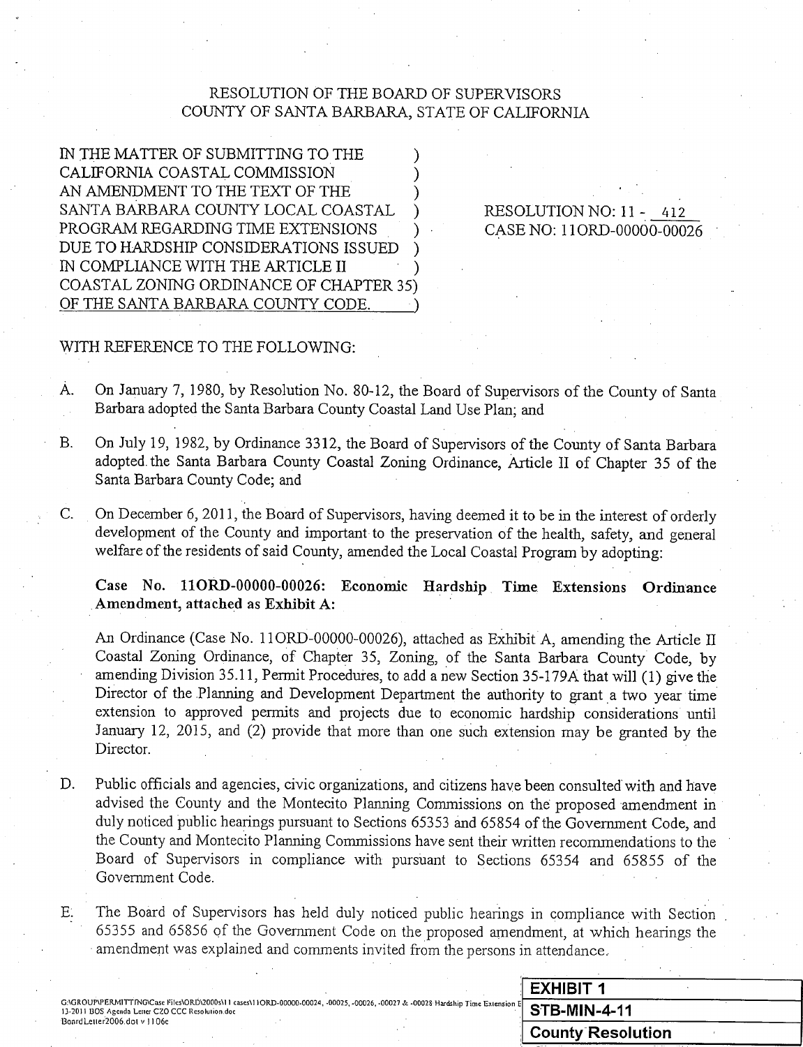# RESOLUTION OF THE BOARD OF SUPERVISORS
# COUNTY OF SANTA BARBARA, STATE OF CALIFORNIA

| | |
|---|---|
| IN THE MATTER OF SUBMITTING TO THE CALIFORNIA COASTAL COMMISSION AN AMENDMENT TO THE TEXT OF THE SANTA BARBARA COUNTY LOCAL COASTAL PROGRAM REGARDING TIME EXTENSIONS DUE TO HARDSHIP CONSIDERATIONS ISSUED IN COMPLIANCE WITH THE ARTICLE II COASTAL ZONING ORDINANCE OF CHAPTER 35 OF THE SANTA BARBARA COUNTY CODE. | RESOLUTION NO: 11 - 412<br>CASE NO: 11ORD-00000-00026 |

WITH REFERENCE TO THE FOLLOWING:

A. On January 7, 1980, by Resolution No. 80-12, the Board of Supervisors of the County of Santa Barbara adopted the Santa Barbara County Coastal Land Use Plan; and

B. On July 19, 1982, by Ordinance 3312, the Board of Supervisors of the County of Santa Barbara adopted the Santa Barbara County Coastal Zoning Ordinance, Article II of Chapter 35 of the Santa Barbara County Code; and

C. On December 6, 2011, the Board of Supervisors, having deemed it to be in the interest of orderly development of the County and important to the preservation of the health, safety, and general welfare of the residents of said County, amended the Local Coastal Program by adopting:

   **Case No. 11ORD-00000-00026: Economic Hardship Time Extensions Ordinance Amendment, attached as Exhibit A:**

   An Ordinance (Case No. 11ORD-00000-00026), attached as Exhibit A, amending the Article II Coastal Zoning Ordinance, of Chapter 35, Zoning, of the Santa Barbara County Code, by amending Division 35.11, Permit Procedures, to add a new Section 35-179A that will (1) give the Director of the Planning and Development Department the authority to grant a two year time extension to approved permits and projects due to economic hardship considerations until January 12, 2015, and (2) provide that more than one such extension may be granted by the Director.

D. Public officials and agencies, civic organizations, and citizens have been consulted with and have advised the County and the Montecito Planning Commissions on the proposed amendment in duly noticed public hearings pursuant to Sections 65353 and 65854 of the Government Code, and the County and Montecito Planning Commissions have sent their written recommendations to the Board of Supervisors in compliance with pursuant to Sections 65354 and 65855 of the Government Code.

E. The Board of Supervisors has held duly noticed public hearings in compliance with Section 65355 and 65856 of the Government Code on the proposed amendment, at which hearings the amendment was explained and comments invited from the persons in attendance.

G:\GROUP\PERMITTING\Case Files\ORD\2000s\11 cases\11ORD-00000-00024, -00025, -00026, -00027 & -00028 Hardship Time Extension E 13-2011 BOS Agenda Letter CZO CCC Resolution.doc
BoardLetter2006.dot v 1106c

| EXHIBIT 1 |
|---|
| STB-MIN-4-11 |
| County Resolution |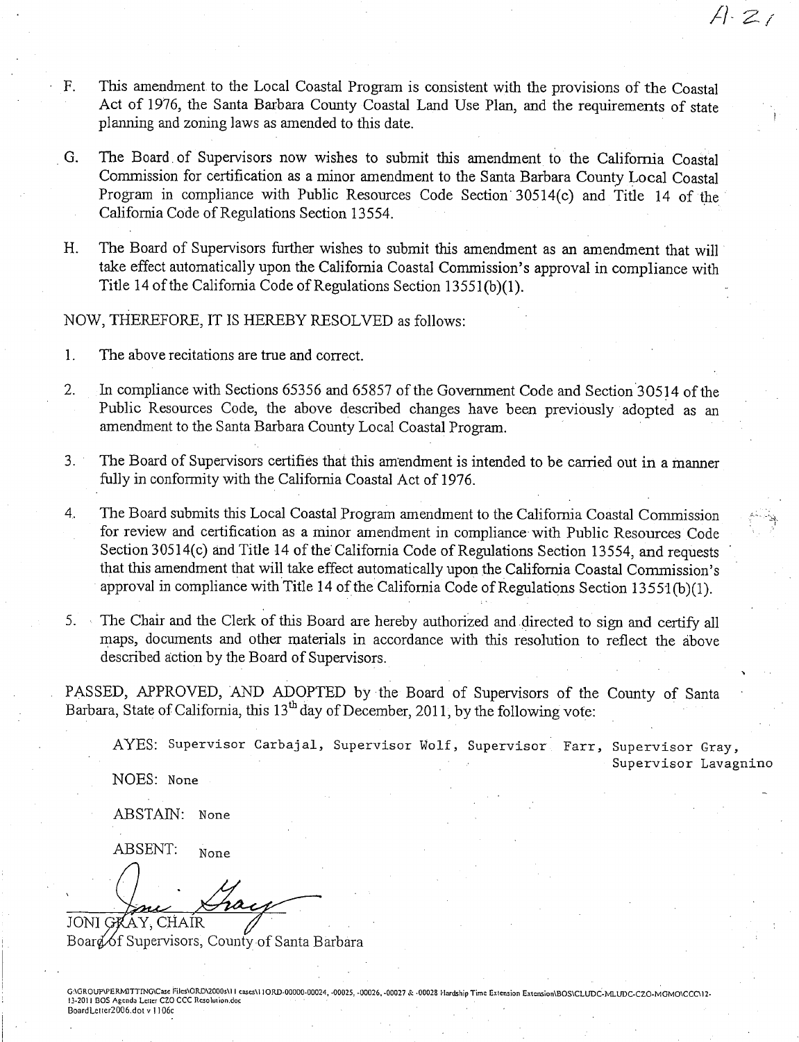A-21

F. This amendment to the Local Coastal Program is consistent with the provisions of the Coastal Act of 1976, the Santa Barbara County Coastal Land Use Plan, and the requirements of state planning and zoning laws as amended to this date.

G. The Board of Supervisors now wishes to submit this amendment to the California Coastal Commission for certification as a minor amendment to the Santa Barbara County Local Coastal Program in compliance with Public Resources Code Section 30514(c) and Title 14 of the California Code of Regulations Section 13554.

H. The Board of Supervisors further wishes to submit this amendment as an amendment that will take effect automatically upon the California Coastal Commission's approval in compliance with Title 14 of the California Code of Regulations Section 13551(b)(1).

NOW, THEREFORE, IT IS HEREBY RESOLVED as follows:

1. The above recitations are true and correct.

2. In compliance with Sections 65356 and 65857 of the Government Code and Section 30514 of the Public Resources Code, the above described changes have been previously adopted as an amendment to the Santa Barbara County Local Coastal Program.

3. The Board of Supervisors certifies that this amendment is intended to be carried out in a manner fully in conformity with the California Coastal Act of 1976.

4. The Board submits this Local Coastal Program amendment to the California Coastal Commission for review and certification as a minor amendment in compliance with Public Resources Code Section 30514(c) and Title 14 of the California Code of Regulations Section 13554, and requests that this amendment that will take effect automatically upon the California Coastal Commission's approval in compliance with Title 14 of the California Code of Regulations Section 13551(b)(1).

5. The Chair and the Clerk of this Board are hereby authorized and directed to sign and certify all maps, documents and other materials in accordance with this resolution to reflect the above described action by the Board of Supervisors.

PASSED, APPROVED, AND ADOPTED by the Board of Supervisors of the County of Santa Barbara, State of California, this 13th day of December, 2011, by the following vote:

AYES: Supervisor Carbajal, Supervisor Wolf, Supervisor Farr, Supervisor Gray, Supervisor Lavagnino

NOES: None

ABSTAIN: None

ABSENT: None

JONI GRAY, CHAIR
Board of Supervisors, County of Santa Barbara

G:\GROUP\PERMITTING\Case Files\ORD\2000s\11 cases\11ORD-00000-00024, -00025, -00026, -00027 & -00028 Hardship Time Extension Extension\BOS\CLUDC-MLUDC-CZO-MGMO\CCC\12-13-2011 BOS Agenda Letter CZO CCC Resolution.doc
BoardLetter2006.dot v 1106c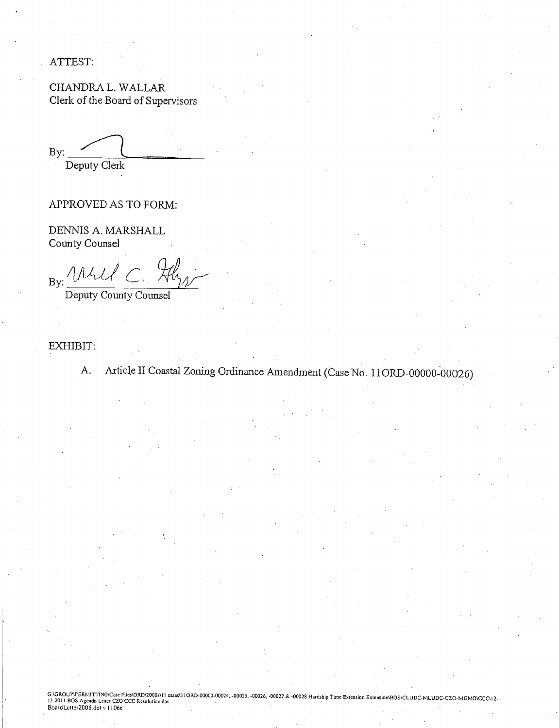ATTEST:

CHANDRA L. WALLAR
Clerk of the Board of Supervisors

By: ______________________
Deputy Clerk

APPROVED AS TO FORM:

DENNIS A. MARSHALL
County Counsel

By: ______________________
Deputy County Counsel

EXHIBIT:

A. Article II Coastal Zoning Ordinance Amendment (Case No. 11ORD-00000-00026)

G:\GROUP\PERMITTING\Case Files\ORD\2000s\11 cases\11ORD-00000-00024, -00025, -00026, -00027 & -00028 Hardship Time Extension Extension\BOS\CLUDC-MLUDC-CZO-MGMO\CCC\12-13-2011 BOS Agenda Letter CZO CCC Resolution.doc
BoardLetter2006.dot v 1106c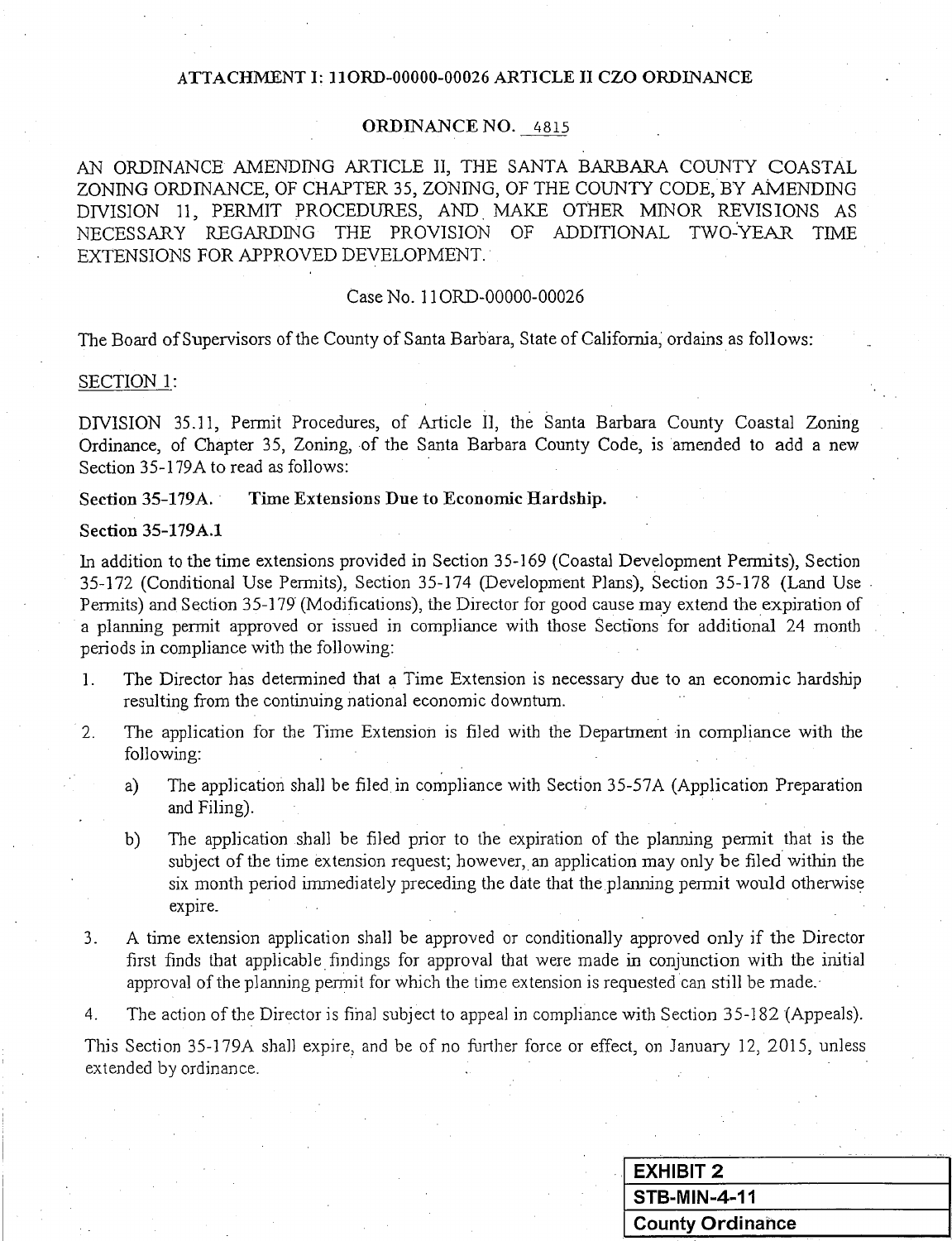ATTACHMENT I: 11ORD-00000-00026 ARTICLE II CZO ORDINANCE

ORDINANCE NO. 4815

AN ORDINANCE AMENDING ARTICLE II, THE SANTA BARBARA COUNTY COASTAL ZONING ORDINANCE, OF CHAPTER 35, ZONING, OF THE COUNTY CODE, BY AMENDING DIVISION 11, PERMIT PROCEDURES, AND MAKE OTHER MINOR REVISIONS AS NECESSARY REGARDING THE PROVISION OF ADDITIONAL TWO-YEAR TIME EXTENSIONS FOR APPROVED DEVELOPMENT.

Case No. 11ORD-00000-00026

The Board of Supervisors of the County of Santa Barbara, State of California, ordains as follows:

SECTION 1:

DIVISION 35.11, Permit Procedures, of Article II, the Santa Barbara County Coastal Zoning Ordinance, of Chapter 35, Zoning, of the Santa Barbara County Code, is amended to add a new Section 35-179A to read as follows:

**Section 35-179A. Time Extensions Due to Economic Hardship.**

**Section 35-179A.1**

In addition to the time extensions provided in Section 35-169 (Coastal Development Permits), Section 35-172 (Conditional Use Permits), Section 35-174 (Development Plans), Section 35-178 (Land Use Permits) and Section 35-179 (Modifications), the Director for good cause may extend the expiration of a planning permit approved or issued in compliance with those Sections for additional 24 month periods in compliance with the following:

1. The Director has determined that a Time Extension is necessary due to an economic hardship resulting from the continuing national economic downturn.
2. The application for the Time Extension is filed with the Department in compliance with the following:
   a) The application shall be filed in compliance with Section 35-57A (Application Preparation and Filing).
   b) The application shall be filed prior to the expiration of the planning permit that is the subject of the time extension request; however, an application may only be filed within the six month period immediately preceding the date that the planning permit would otherwise expire.
3. A time extension application shall be approved or conditionally approved only if the Director first finds that applicable findings for approval that were made in conjunction with the initial approval of the planning permit for which the time extension is requested can still be made.
4. The action of the Director is final subject to appeal in compliance with Section 35-182 (Appeals).

This Section 35-179A shall expire, and be of no further force or effect, on January 12, 2015, unless extended by ordinance.

| EXHIBIT 2 |
|---|
| STB-MIN-4-11 |
| County Ordinance |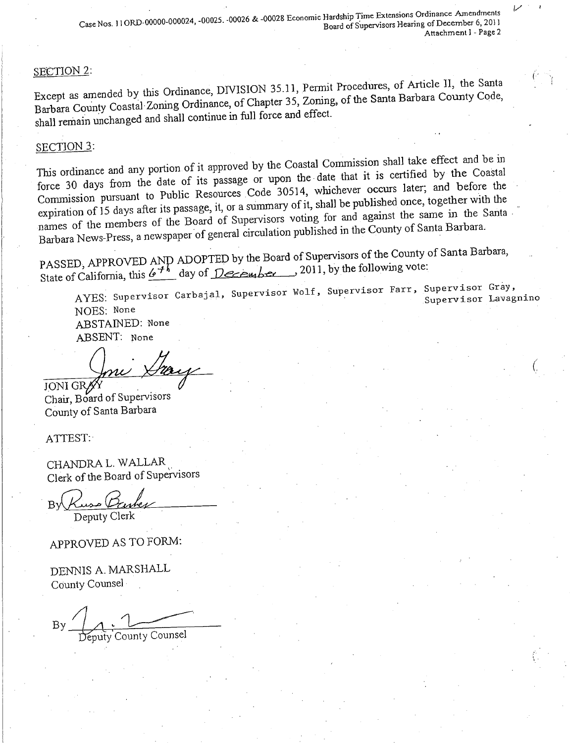SECTION 2:

Except as amended by this Ordinance, DIVISION 35.11, Permit Procedures, of Article II, the Santa Barbara County Coastal Zoning Ordinance, of Chapter 35, Zoning, of the Santa Barbara County Code, shall remain unchanged and shall continue in full force and effect.

SECTION 3:

This ordinance and any portion of it approved by the Coastal Commission shall take effect and be in force 30 days from the date of its passage or upon the date that it is certified by the Coastal Commission pursuant to Public Resources Code 30514, whichever occurs later; and before the expiration of 15 days after its passage, it, or a summary of it, shall be published once, together with the names of the members of the Board of Supervisors voting for and against the same in the Santa Barbara News-Press, a newspaper of general circulation published in the County of Santa Barbara.

PASSED, APPROVED AND ADOPTED by the Board of Supervisors of the County of Santa Barbara, State of California, this 6th day of December, 2011, by the following vote:

AYES: Supervisor Carbajal, Supervisor Wolf, Supervisor Farr, Supervisor Gray, Supervisor Lavagnino
NOES: None
ABSTAINED: None
ABSENT: None

JONI GRAY
Chair, Board of Supervisors
County of Santa Barbara

ATTEST:

CHANDRA L. WALLAR
Clerk of the Board of Supervisors

By ______________________
Deputy Clerk

APPROVED AS TO FORM:

DENNIS A. MARSHALL
County Counsel

By ______________________
Deputy County Counsel